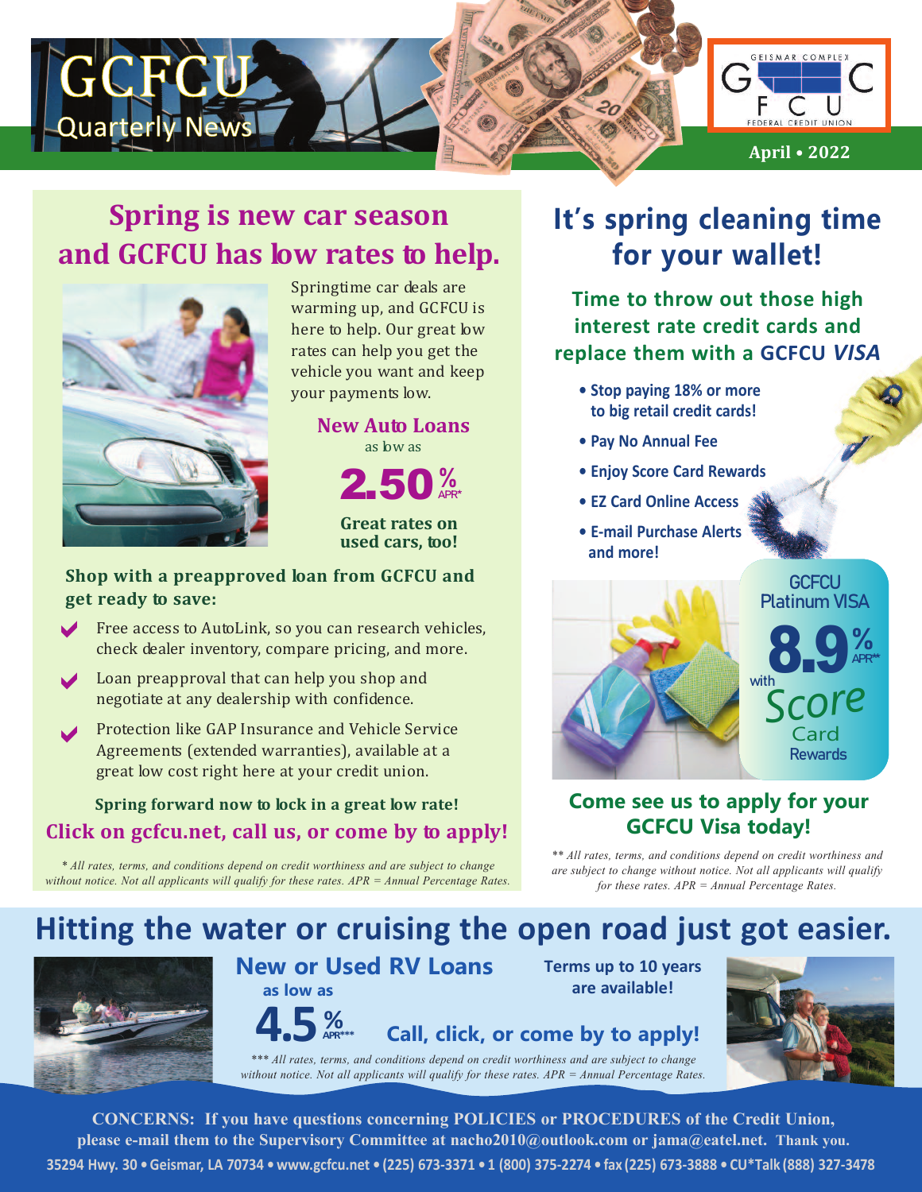# GCFCU Quarterly News

GEISMAR COMPLEX FEDERAL CREDIT UNION

April • 2022

## Spring is new car season and GCFCU has low rates to help.

Springtime car deals are warming up, and GCFCU is here to help. Our great low rates can help you get the vehicle you want and keep your payments low.

**New Auto Loans**
as low as

**2.50% APR***

**Great rates on used cars, too!**

**Shop with a preapproved loan from GCFCU and get ready to save:**

- Free access to AutoLink, so you can research vehicles, check dealer inventory, compare pricing, and more.
- Loan preapproval that can help you shop and negotiate at any dealership with confidence.
- Protection like GAP Insurance and Vehicle Service Agreements (extended warranties), available at a great low cost right here at your credit union.

**Spring forward now to lock in a great low rate!**

**Click on gcfcu.net, call us, or come by to apply!**

*\* All rates, terms, and conditions depend on credit worthiness and are subject to change without notice. Not all applicants will qualify for these rates. APR = Annual Percentage Rates.*

## It's spring cleaning time for your wallet!

### Time to throw out those high interest rate credit cards and replace them with a GCFCU *VISA*

- Stop paying 18% or more to big retail credit cards!
- Pay No Annual Fee
- Enjoy Score Card Rewards
- EZ Card Online Access
- E-mail Purchase Alerts and more!

**GCFCU Platinum VISA**

**8.9% APR****

with Score Card Rewards

**Come see us to apply for your GCFCU Visa today!**

*\*\* All rates, terms, and conditions depend on credit worthiness and are subject to change without notice. Not all applicants will qualify for these rates. APR = Annual Percentage Rates.*

## Hitting the water or cruising the open road just got easier.

**New or Used RV Loans**
as low as

**4.5% APR*****

**Terms up to 10 years are available!**

**Call, click, or come by to apply!**

*\*\*\* All rates, terms, and conditions depend on credit worthiness and are subject to change without notice. Not all applicants will qualify for these rates. APR = Annual Percentage Rates.*

**CONCERNS: If you have questions concerning POLICIES or PROCEDURES of the Credit Union, please e-mail them to the Supervisory Committee at nacho2010@outlook.com or jama@eatel.net. Thank you.**

35294 Hwy. 30 • Geismar, LA 70734 • www.gcfcu.net • (225) 673-3371 • 1 (800) 375-2274 • fax (225) 673-3888 • CU*Talk (888) 327-3478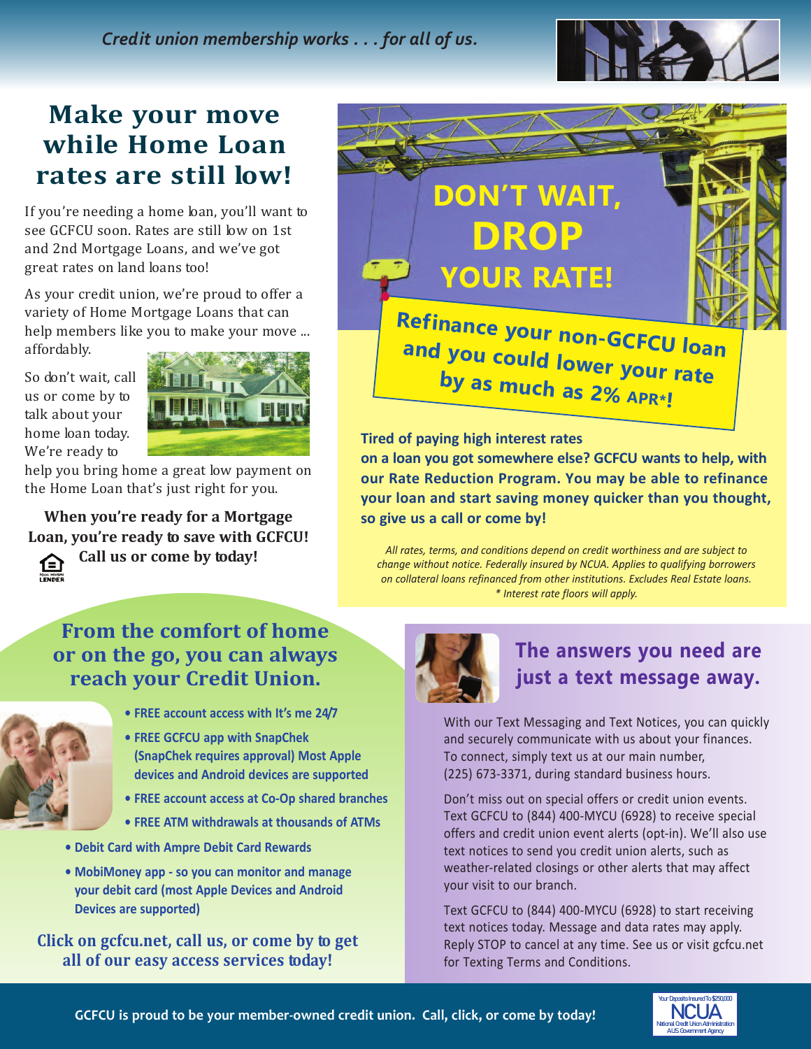*Credit union membership works . . . for all of us.*

# Make your move while Home Loan rates are still low!

If you're needing a home loan, you'll want to see GCFCU soon. Rates are still low on 1st and 2nd Mortgage Loans, and we've got great rates on land loans too!

As your credit union, we're proud to offer a variety of Home Mortgage Loans that can help members like you to make your move ... affordably.

So don't wait, call us or come by to talk about your home loan today. We're ready to help you bring home a great low payment on the Home Loan that's just right for you.

**When you're ready for a Mortgage Loan, you're ready to save with GCFCU! Call us or come by today!**

EQUAL HOUSING LENDER

# DON'T WAIT, DROP YOUR RATE!

**Refinance your non-GCFCU loan and you could lower your rate by as much as 2% APR*!**

**Tired of paying high interest rates on a loan you got somewhere else? GCFCU wants to help, with our Rate Reduction Program. You may be able to refinance your loan and start saving money quicker than you thought, so give us a call or come by!**

*All rates, terms, and conditions depend on credit worthiness and are subject to change without notice. Federally insured by NCUA. Applies to qualifying borrowers on collateral loans refinanced from other institutions. Excludes Real Estate loans. * Interest rate floors will apply.*

## From the comfort of home or on the go, you can always reach your Credit Union.

- **FREE account access with It's me 24/7**
- **FREE GCFCU app with SnapChek (SnapChek requires approval) Most Apple devices and Android devices are supported**
- **FREE account access at Co-Op shared branches**
- **FREE ATM withdrawals at thousands of ATMs**
- **Debit Card with Ampre Debit Card Rewards**
- **MobiMoney app - so you can monitor and manage your debit card (most Apple Devices and Android Devices are supported)**

**Click on gcfcu.net, call us, or come by to get all of our easy access services today!**

## The answers you need are just a text message away.

With our Text Messaging and Text Notices, you can quickly and securely communicate with us about your finances. To connect, simply text us at our main number, (225) 673-3371, during standard business hours.

Don't miss out on special offers or credit union events. Text GCFCU to (844) 400-MYCU (6928) to receive special offers and credit union event alerts (opt-in). We'll also use text notices to send you credit union alerts, such as weather-related closings or other alerts that may affect your visit to our branch.

Text GCFCU to (844) 400-MYCU (6928) to start receiving text notices today. Message and data rates may apply. Reply STOP to cancel at any time. See us or visit gcfcu.net for Texting Terms and Conditions.

**GCFCU is proud to be your member-owned credit union. Call, click, or come by today!**

Your Deposits Insured To $250,000
NCUA
National Credit Union Administration
A U.S. Government Agency